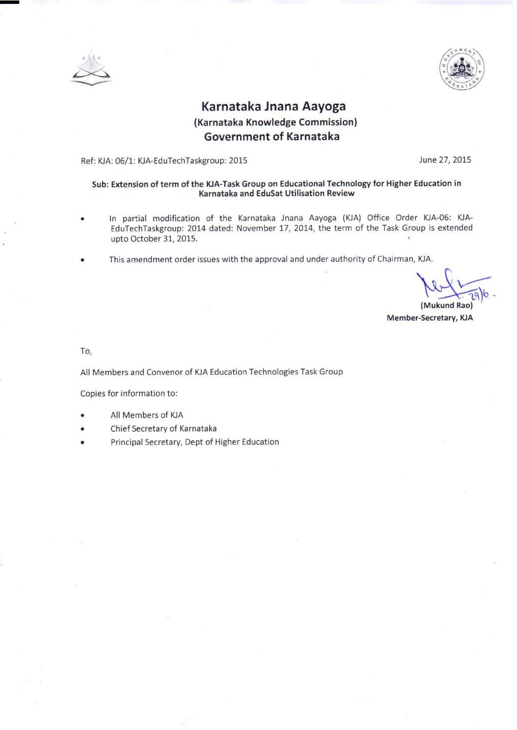# Karnataka Jnana Aayoga

## (Karnataka Knowledge Commission)

## Government of Karnataka

Ref: KJA: 06/1: KJA-EduTechTaskgroup: 2015 June 27, 2015

**Sub: Extension of term of the KJA-Task Group on Educational Technology for Higher Education in Karnataka and EduSat Utilisation Review**

- In partial modification of the Karnataka Jnana Aayoga (KJA) Office Order KJA-06: KJA-EduTechTaskgroup: 2014 dated: November 17, 2014, the term of the Task Group is extended upto October 31, 2015.
- This amendment order issues with the approval and under authority of Chairman, KJA.

29/6.

**(Mukund Rao)**
**Member-Secretary, KJA**

To,

All Members and Convenor of KJA Education Technologies Task Group

Copies for information to:

- All Members of KJA
- Chief Secretary of Karnataka
- Principal Secretary, Dept of Higher Education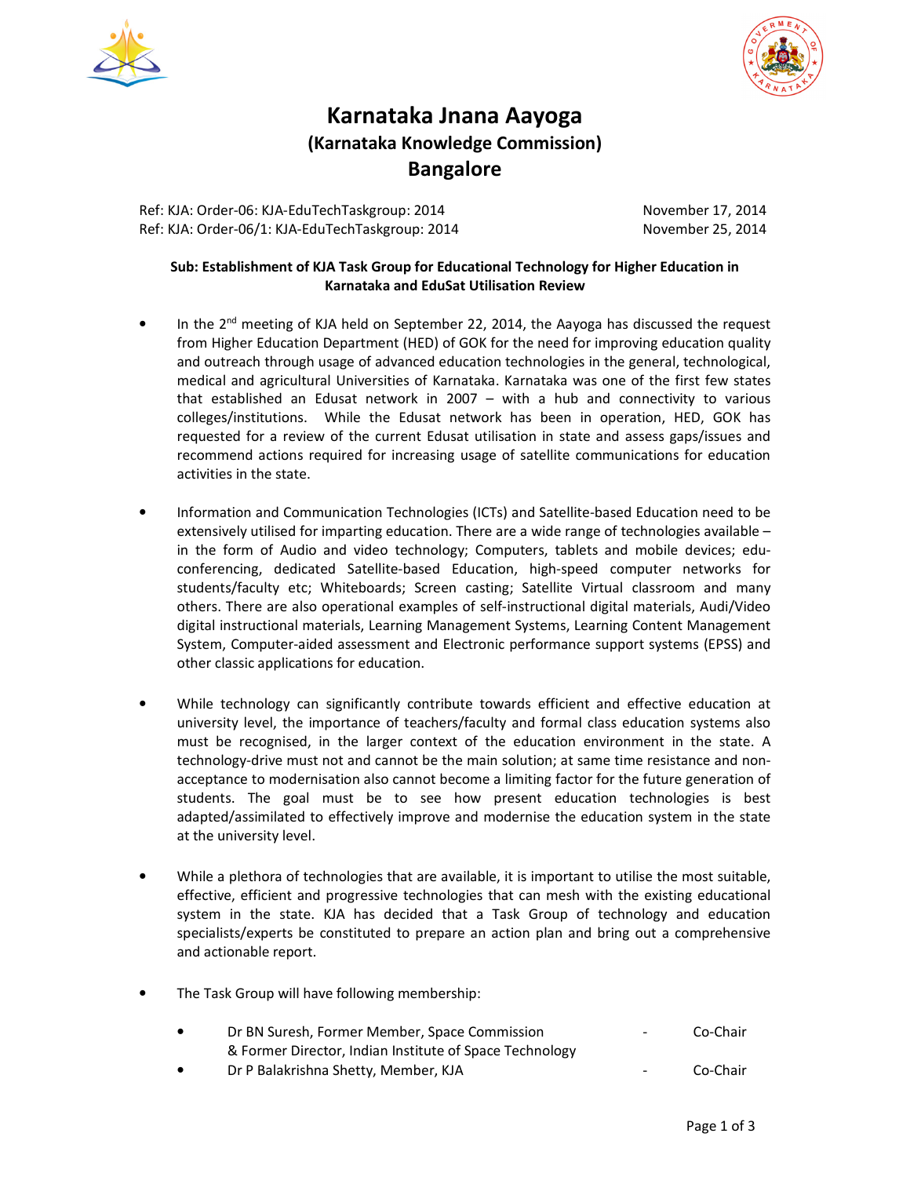# Karnataka Jnana Aayoga

## (Karnataka Knowledge Commission)

## Bangalore

Ref: KJA: Order-06: KJA-EduTechTaskgroup: 2014 — November 17, 2014
Ref: KJA: Order-06/1: KJA-EduTechTaskgroup: 2014 — November 25, 2014

**Sub: Establishment of KJA Task Group for Educational Technology for Higher Education in Karnataka and EduSat Utilisation Review**

- In the 2nd meeting of KJA held on September 22, 2014, the Aayoga has discussed the request from Higher Education Department (HED) of GOK for the need for improving education quality and outreach through usage of advanced education technologies in the general, technological, medical and agricultural Universities of Karnataka. Karnataka was one of the first few states that established an Edusat network in 2007 – with a hub and connectivity to various colleges/institutions. While the Edusat network has been in operation, HED, GOK has requested for a review of the current Edusat utilisation in state and assess gaps/issues and recommend actions required for increasing usage of satellite communications for education activities in the state.

- Information and Communication Technologies (ICTs) and Satellite-based Education need to be extensively utilised for imparting education. There are a wide range of technologies available – in the form of Audio and video technology; Computers, tablets and mobile devices; edu-conferencing, dedicated Satellite-based Education, high-speed computer networks for students/faculty etc; Whiteboards; Screen casting; Satellite Virtual classroom and many others. There are also operational examples of self-instructional digital materials, Audi/Video digital instructional materials, Learning Management Systems, Learning Content Management System, Computer-aided assessment and Electronic performance support systems (EPSS) and other classic applications for education.

- While technology can significantly contribute towards efficient and effective education at university level, the importance of teachers/faculty and formal class education systems also must be recognised, in the larger context of the education environment in the state. A technology-drive must not and cannot be the main solution; at same time resistance and non-acceptance to modernisation also cannot become a limiting factor for the future generation of students. The goal must be to see how present education technologies is best adapted/assimilated to effectively improve and modernise the education system in the state at the university level.

- While a plethora of technologies that are available, it is important to utilise the most suitable, effective, efficient and progressive technologies that can mesh with the existing educational system in the state. KJA has decided that a Task Group of technology and education specialists/experts be constituted to prepare an action plan and bring out a comprehensive and actionable report.

- The Task Group will have following membership:

  - Dr BN Suresh, Former Member, Space Commission & Former Director, Indian Institute of Space Technology - Co-Chair
  - Dr P Balakrishna Shetty, Member, KJA - Co-Chair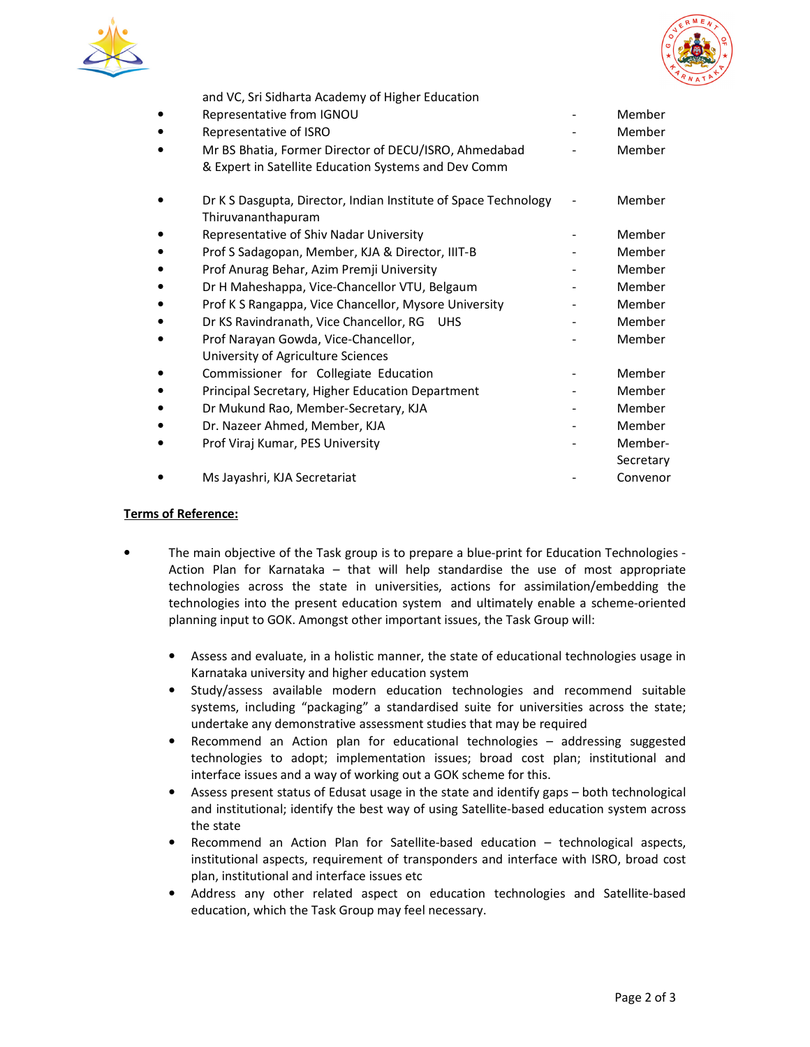and VC, Sri Sidharta Academy of Higher Education

- Representative from IGNOU - Member
- Representative of ISRO - Member
- Mr BS Bhatia, Former Director of DECU/ISRO, Ahmedabad & Expert in Satellite Education Systems and Dev Comm - Member
- Dr K S Dasgupta, Director, Indian Institute of Space Technology Thiruvananthapuram - Member
- Representative of Shiv Nadar University - Member
- Prof S Sadagopan, Member, KJA & Director, IIIT-B - Member
- Prof Anurag Behar, Azim Premji University - Member
- Dr H Maheshappa, Vice-Chancellor VTU, Belgaum - Member
- Prof K S Rangappa, Vice Chancellor, Mysore University - Member
- Dr KS Ravindranath, Vice Chancellor, RG UHS - Member
- Prof Narayan Gowda, Vice-Chancellor, University of Agriculture Sciences - Member
- Commissioner for Collegiate Education - Member
- Principal Secretary, Higher Education Department - Member
- Dr Mukund Rao, Member-Secretary, KJA - Member
- Dr. Nazeer Ahmed, Member, KJA - Member
- Prof Viraj Kumar, PES University - Member-Secretary
- Ms Jayashri, KJA Secretariat - Convenor

**Terms of Reference:**

- The main objective of the Task group is to prepare a blue-print for Education Technologies - Action Plan for Karnataka – that will help standardise the use of most appropriate technologies across the state in universities, actions for assimilation/embedding the technologies into the present education system and ultimately enable a scheme-oriented planning input to GOK. Amongst other important issues, the Task Group will:
  - Assess and evaluate, in a holistic manner, the state of educational technologies usage in Karnataka university and higher education system
  - Study/assess available modern education technologies and recommend suitable systems, including "packaging" a standardised suite for universities across the state; undertake any demonstrative assessment studies that may be required
  - Recommend an Action plan for educational technologies – addressing suggested technologies to adopt; implementation issues; broad cost plan; institutional and interface issues and a way of working out a GOK scheme for this.
  - Assess present status of Edusat usage in the state and identify gaps – both technological and institutional; identify the best way of using Satellite-based education system across the state
  - Recommend an Action Plan for Satellite-based education – technological aspects, institutional aspects, requirement of transponders and interface with ISRO, broad cost plan, institutional and interface issues etc
  - Address any other related aspect on education technologies and Satellite-based education, which the Task Group may feel necessary.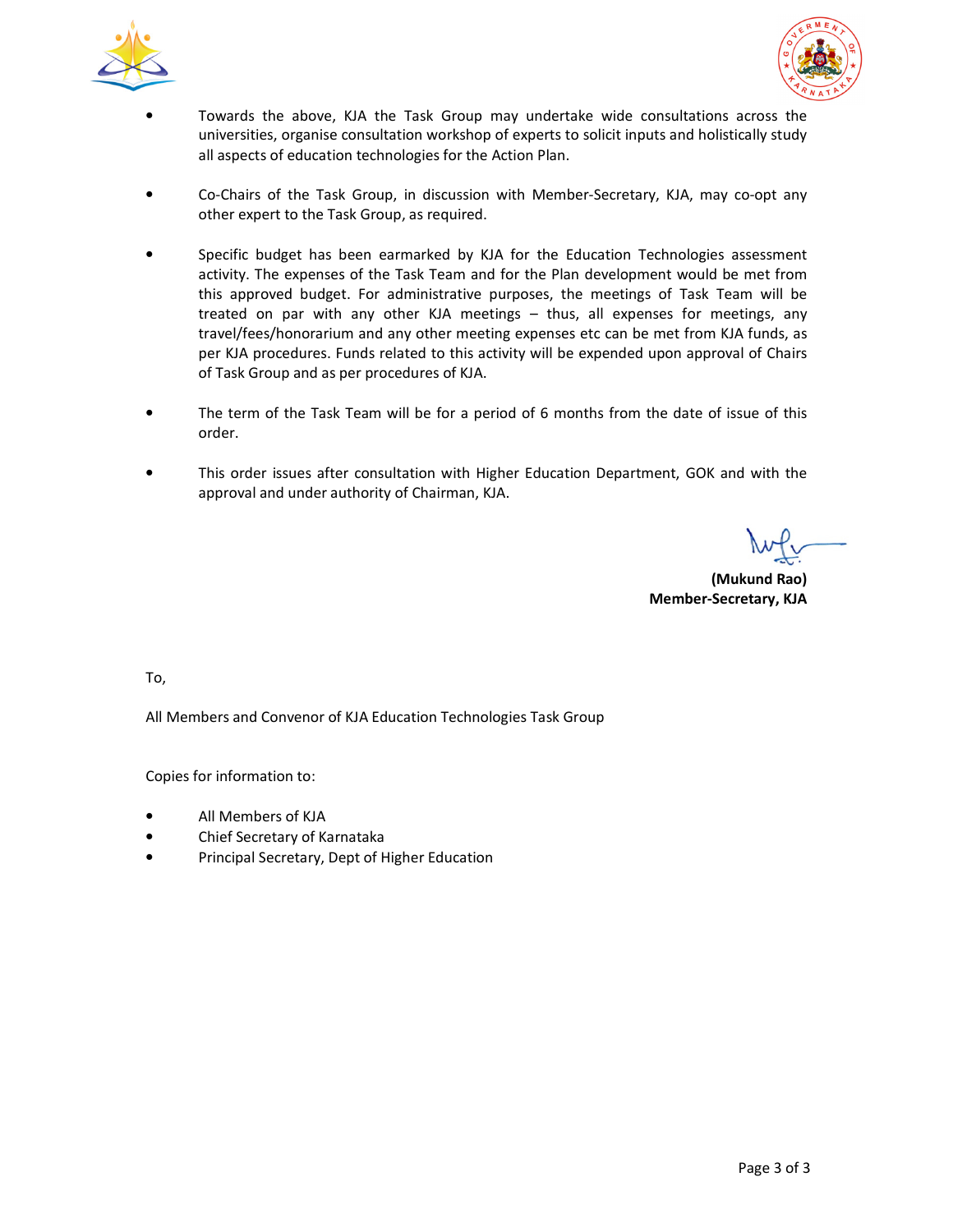- Towards the above, KJA the Task Group may undertake wide consultations across the universities, organise consultation workshop of experts to solicit inputs and holistically study all aspects of education technologies for the Action Plan.

- Co-Chairs of the Task Group, in discussion with Member-Secretary, KJA, may co-opt any other expert to the Task Group, as required.

- Specific budget has been earmarked by KJA for the Education Technologies assessment activity. The expenses of the Task Team and for the Plan development would be met from this approved budget. For administrative purposes, the meetings of Task Team will be treated on par with any other KJA meetings – thus, all expenses for meetings, any travel/fees/honorarium and any other meeting expenses etc can be met from KJA funds, as per KJA procedures. Funds related to this activity will be expended upon approval of Chairs of Task Group and as per procedures of KJA.

- The term of the Task Team will be for a period of 6 months from the date of issue of this order.

- This order issues after consultation with Higher Education Department, GOK and with the approval and under authority of Chairman, KJA.

**(Mukund Rao)**
**Member-Secretary, KJA**

To,

All Members and Convenor of KJA Education Technologies Task Group

Copies for information to:

- All Members of KJA
- Chief Secretary of Karnataka
- Principal Secretary, Dept of Higher Education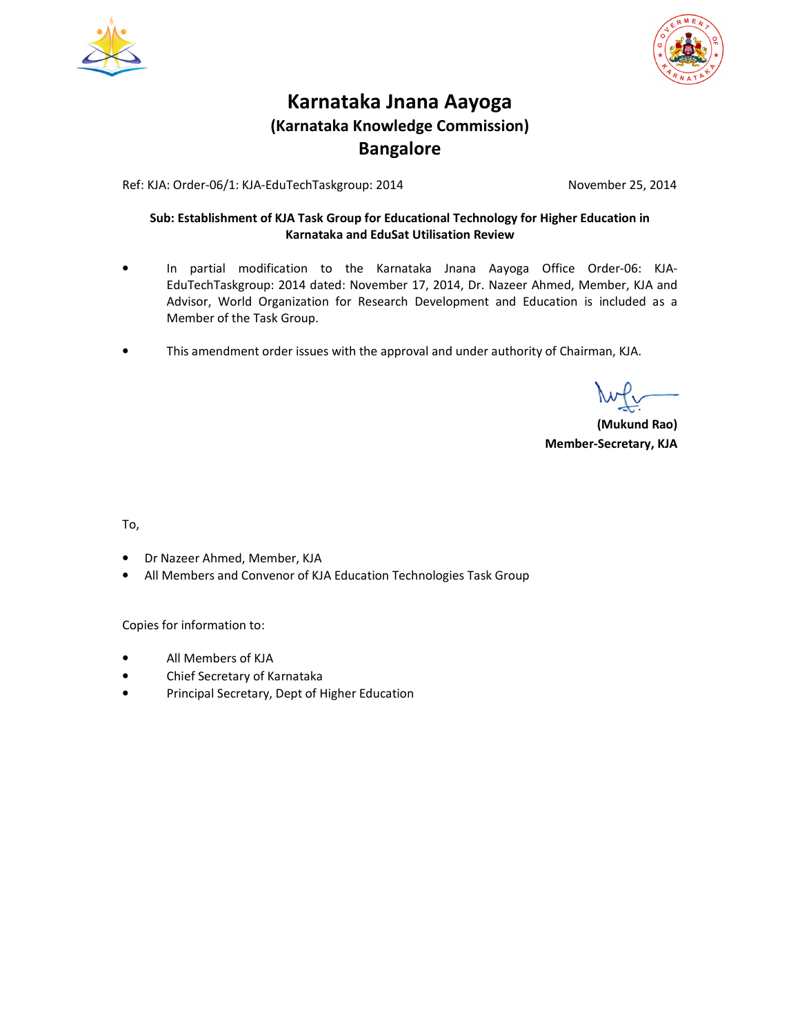# Karnataka Jnana Aayoga

## (Karnataka Knowledge Commission)

## Bangalore

Ref: KJA: Order-06/1: KJA-EduTechTaskgroup: 2014 November 25, 2014

**Sub: Establishment of KJA Task Group for Educational Technology for Higher Education in Karnataka and EduSat Utilisation Review**

- In partial modification to the Karnataka Jnana Aayoga Office Order-06: KJA-EduTechTaskgroup: 2014 dated: November 17, 2014, Dr. Nazeer Ahmed, Member, KJA and Advisor, World Organization for Research Development and Education is included as a Member of the Task Group.

- This amendment order issues with the approval and under authority of Chairman, KJA.

**(Mukund Rao)**
**Member-Secretary, KJA**

To,

- Dr Nazeer Ahmed, Member, KJA
- All Members and Convenor of KJA Education Technologies Task Group

Copies for information to:

- All Members of KJA
- Chief Secretary of Karnataka
- Principal Secretary, Dept of Higher Education